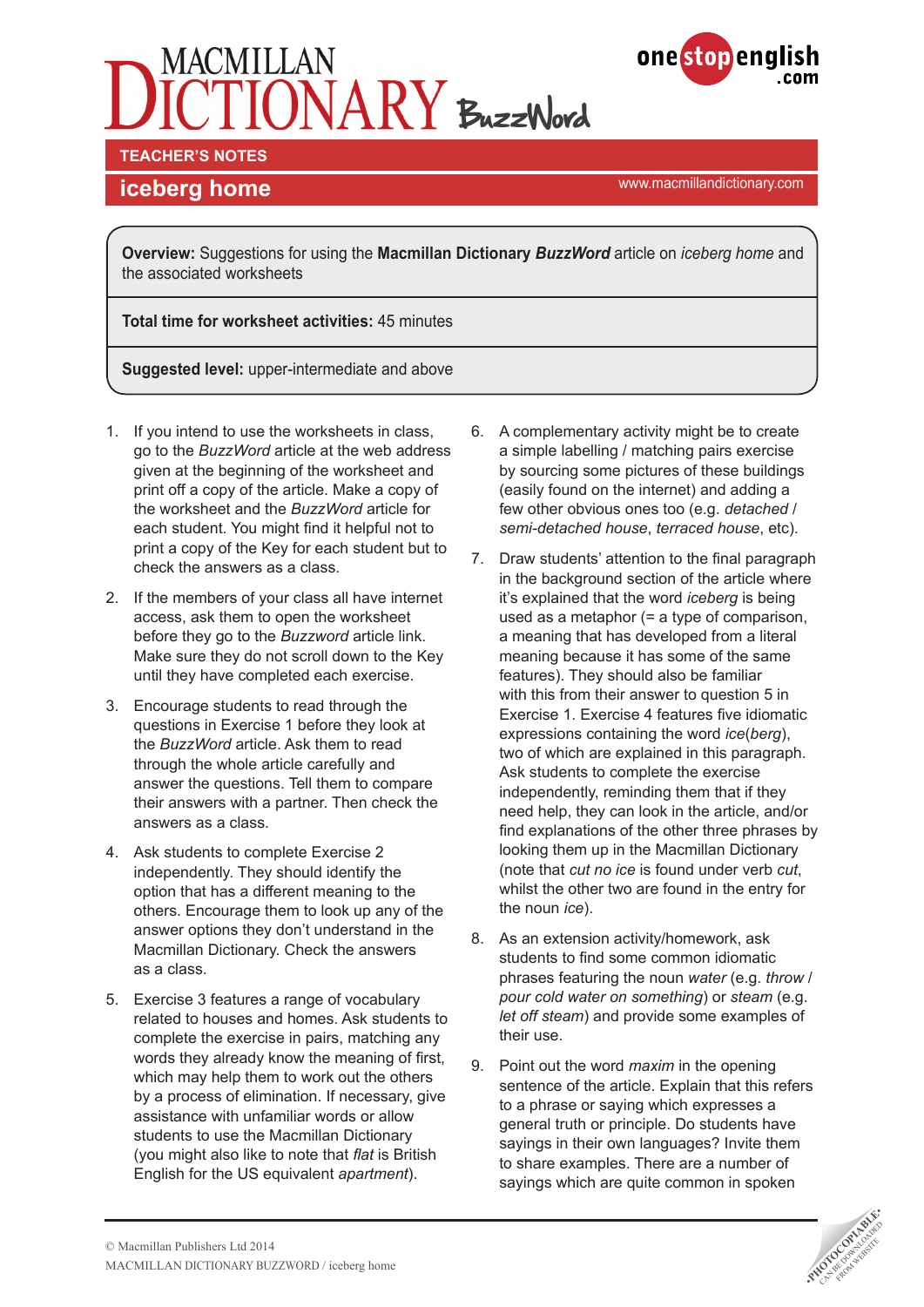# MACMILLAN DICTIONARY BuzzWord

**TEACHER'S NOTES**

## iceberg home

www.macmillandictionary.com

**Overview:** Suggestions for using the **Macmillan Dictionary *BuzzWord*** article on *iceberg home* and the associated worksheets

**Total time for worksheet activities:** 45 minutes

**Suggested level:** upper-intermediate and above

1. If you intend to use the worksheets in class, go to the *BuzzWord* article at the web address given at the beginning of the worksheet and print off a copy of the article. Make a copy of the worksheet and the *BuzzWord* article for each student. You might find it helpful not to print a copy of the Key for each student but to check the answers as a class.

2. If the members of your class all have internet access, ask them to open the worksheet before they go to the *Buzzword* article link. Make sure they do not scroll down to the Key until they have completed each exercise.

3. Encourage students to read through the questions in Exercise 1 before they look at the *BuzzWord* article. Ask them to read through the whole article carefully and answer the questions. Tell them to compare their answers with a partner. Then check the answers as a class.

4. Ask students to complete Exercise 2 independently. They should identify the option that has a different meaning to the others. Encourage them to look up any of the answer options they don't understand in the Macmillan Dictionary. Check the answers as a class.

5. Exercise 3 features a range of vocabulary related to houses and homes. Ask students to complete the exercise in pairs, matching any words they already know the meaning of first, which may help them to work out the others by a process of elimination. If necessary, give assistance with unfamiliar words or allow students to use the Macmillan Dictionary (you might also like to note that *flat* is British English for the US equivalent *apartment*).

6. A complementary activity might be to create a simple labelling / matching pairs exercise by sourcing some pictures of these buildings (easily found on the internet) and adding a few other obvious ones too (e.g. *detached* / *semi-detached house*, *terraced house*, etc).

7. Draw students' attention to the final paragraph in the background section of the article where it's explained that the word *iceberg* is being used as a metaphor (= a type of comparison, a meaning that has developed from a literal meaning because it has some of the same features). They should also be familiar with this from their answer to question 5 in Exercise 1. Exercise 4 features five idiomatic expressions containing the word *ice*(*berg*), two of which are explained in this paragraph. Ask students to complete the exercise independently, reminding them that if they need help, they can look in the article, and/or find explanations of the other three phrases by looking them up in the Macmillan Dictionary (note that *cut no ice* is found under verb *cut*, whilst the other two are found in the entry for the noun *ice*).

8. As an extension activity/homework, ask students to find some common idiomatic phrases featuring the noun *water* (e.g. *throw / pour cold water on something*) or *steam* (e.g. *let off steam*) and provide some examples of their use.

9. Point out the word *maxim* in the opening sentence of the article. Explain that this refers to a phrase or saying which expresses a general truth or principle. Do students have sayings in their own languages? Invite them to share examples. There are a number of sayings which are quite common in spoken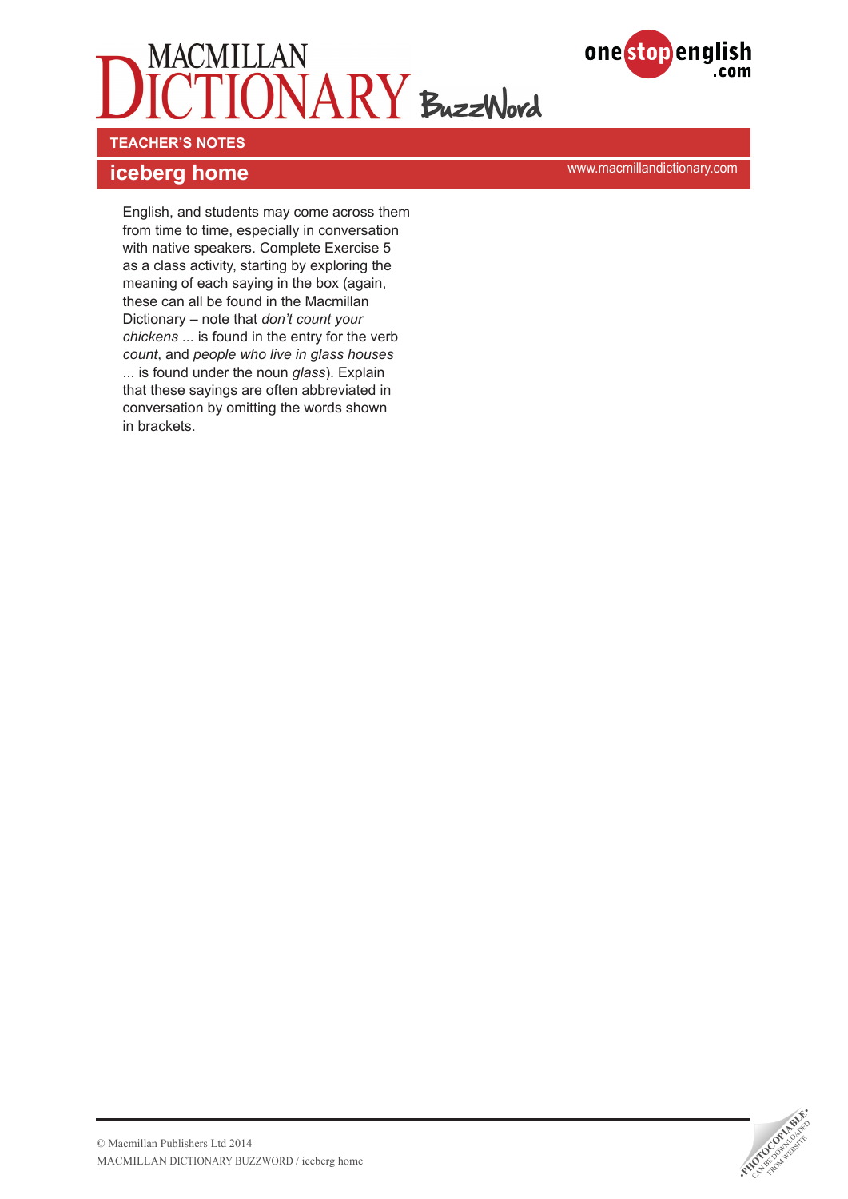English, and students may come across them from time to time, especially in conversation with native speakers. Complete Exercise 5 as a class activity, starting by exploring the meaning of each saying in the box (again, these can all be found in the Macmillan Dictionary – note that *don't count your chickens* ... is found in the entry for the verb *count*, and *people who live in glass houses* ... is found under the noun *glass*). Explain that these sayings are often abbreviated in conversation by omitting the words shown in brackets.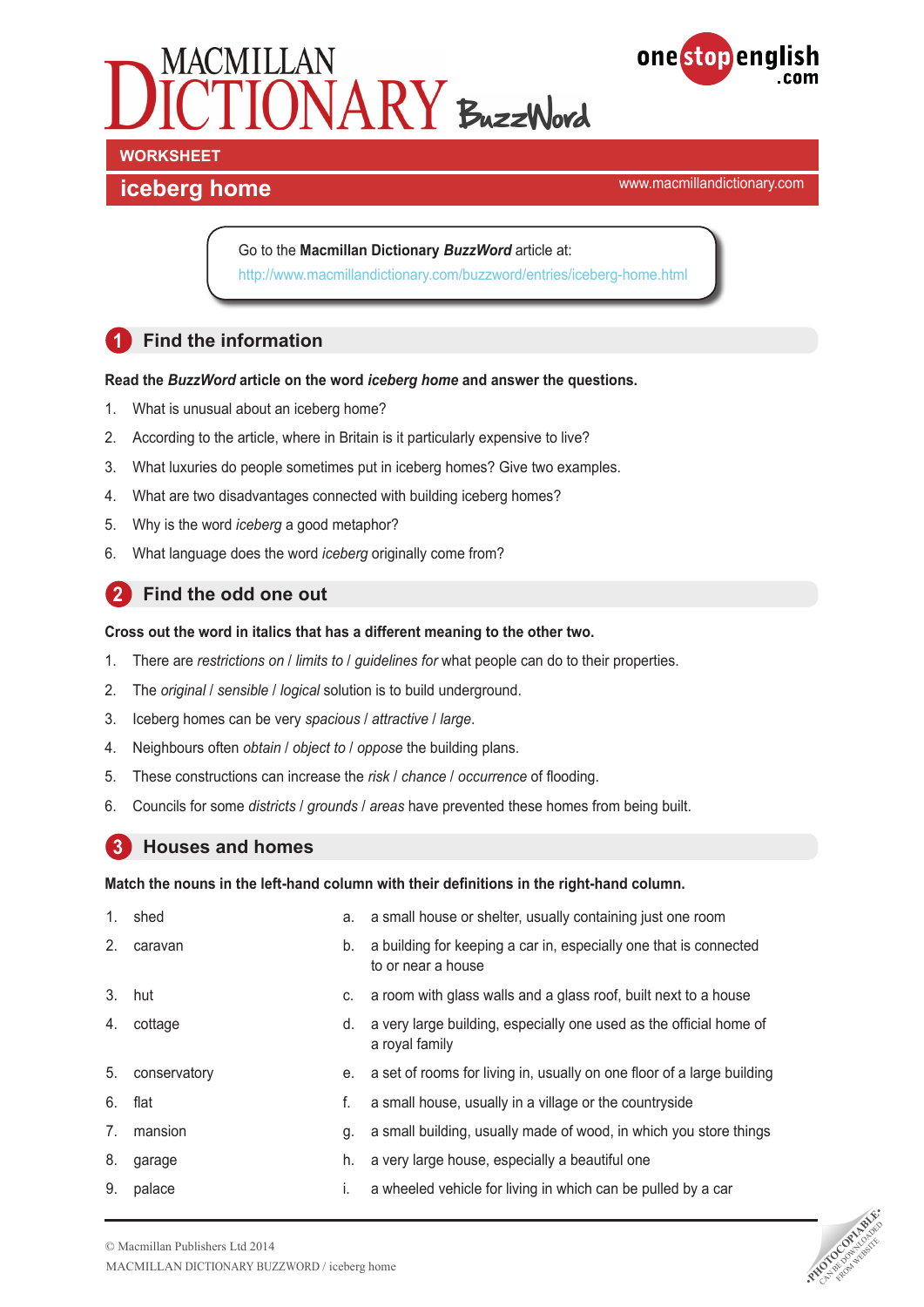# MACMILLAN DICTIONARY BuzzWord

onestopenglish.com

WORKSHEET

## iceberg home

www.macmillandictionary.com

Go to the **Macmillan Dictionary *BuzzWord*** article at:
http://www.macmillandictionary.com/buzzword/entries/iceberg-home.html

## 1 Find the information

**Read the *BuzzWord* article on the word *iceberg home* and answer the questions.**

1. What is unusual about an iceberg home?
2. According to the article, where in Britain is it particularly expensive to live?
3. What luxuries do people sometimes put in iceberg homes? Give two examples.
4. What are two disadvantages connected with building iceberg homes?
5. Why is the word *iceberg* a good metaphor?
6. What language does the word *iceberg* originally come from?

## 2 Find the odd one out

**Cross out the word in italics that has a different meaning to the other two.**

1. There are *restrictions on* / *limits to* / *guidelines for* what people can do to their properties.
2. The *original* / *sensible* / *logical* solution is to build underground.
3. Iceberg homes can be very *spacious* / *attractive* / *large*.
4. Neighbours often *obtain* / *object to* / *oppose* the building plans.
5. These constructions can increase the *risk* / *chance* / *occurrence* of flooding.
6. Councils for some *districts* / *grounds* / *areas* have prevented these homes from being built.

## 3 Houses and homes

**Match the nouns in the left-hand column with their definitions in the right-hand column.**

| | |
|---|---|
| 1. shed | a. a small house or shelter, usually containing just one room |
| 2. caravan | b. a building for keeping a car in, especially one that is connected to or near a house |
| 3. hut | c. a room with glass walls and a glass roof, built next to a house |
| 4. cottage | d. a very large building, especially one used as the official home of a royal family |
| 5. conservatory | e. a set of rooms for living in, usually on one floor of a large building |
| 6. flat | f. a small house, usually in a village or the countryside |
| 7. mansion | g. a small building, usually made of wood, in which you store things |
| 8. garage | h. a very large house, especially a beautiful one |
| 9. palace | i. a wheeled vehicle for living in which can be pulled by a car |

© Macmillan Publishers Ltd 2014
MACMILLAN DICTIONARY BUZZWORD / iceberg home

•PHOTOCOPIABLE• CAN BE DOWNLOADED FROM WEBSITE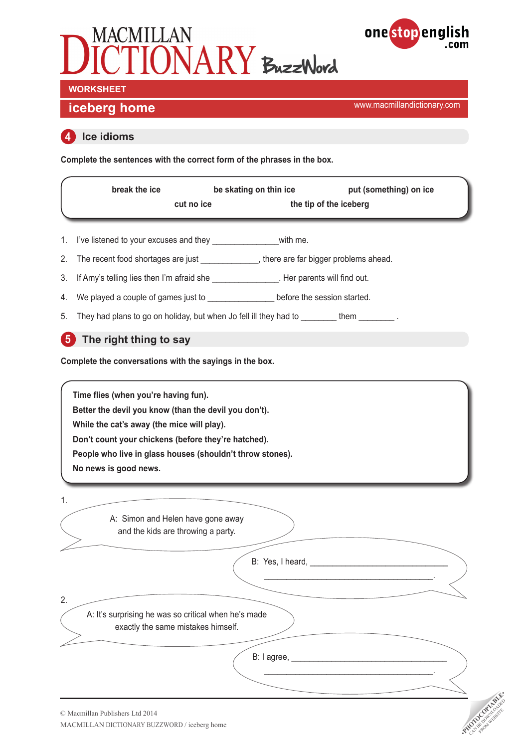WORKSHEET

## iceberg home

www.macmillandictionary.com

### 4 Ice idioms

**Complete the sentences with the correct form of the phrases in the box.**

**break the ice** | **be skating on thin ice** | **put (something) on ice** | **cut no ice** | **the tip of the iceberg**

1. I've listened to your excuses and they ______________with me.
2. The recent food shortages are just ____________, there are far bigger problems ahead.
3. If Amy's telling lies then I'm afraid she ______________. Her parents will find out.
4. We played a couple of games just to ______________ before the session started.
5. They had plans to go on holiday, but when Jo fell ill they had to ________ them ________ .

### 5 The right thing to say

**Complete the conversations with the sayings in the box.**

**Time flies (when you're having fun).**
**Better the devil you know (than the devil you don't).**
**While the cat's away (the mice will play).**
**Don't count your chickens (before they're hatched).**
**People who live in glass houses (shouldn't throw stones).**
**No news is good news.**

1.

A: Simon and Helen have gone away and the kids are throwing a party.

B: Yes, I heard, ______________________________
___________________________________.

2.

A: It's surprising he was so critical when he's made exactly the same mistakes himself.

B: I agree, ________________________________
___________________________________.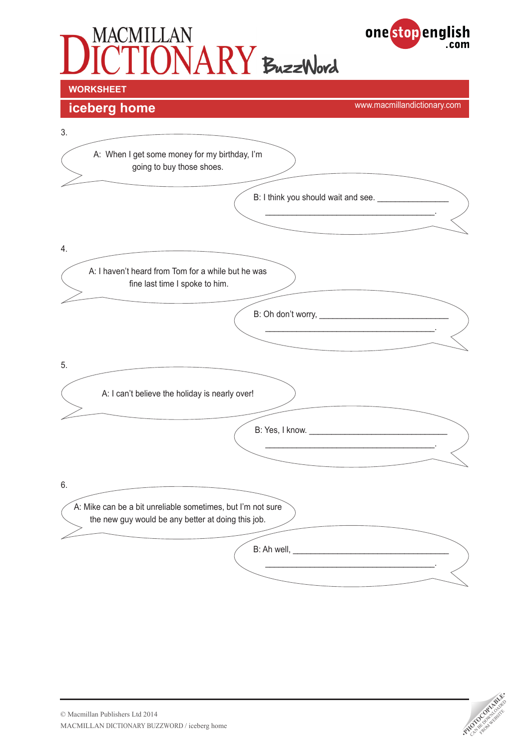**WORKSHEET**

## iceberg home

www.macmillandictionary.com

3.

A: When I get some money for my birthday, I'm going to buy those shoes.

B: I think you should wait and see. _______________ _____________________________________.

4.

A: I haven't heard from Tom for a while but he was fine last time I spoke to him.

B: Oh don't worry, ___________________________ _____________________________________.

5.

A: I can't believe the holiday is nearly over!

B: Yes, I know. ______________________________ _____________________________________.

6.

A: Mike can be a bit unreliable sometimes, but I'm not sure the new guy would be any better at doing this job.

B: Ah well, _________________________________ _____________________________________.

© Macmillan Publishers Ltd 2014
MACMILLAN DICTIONARY BUZZWORD / iceberg home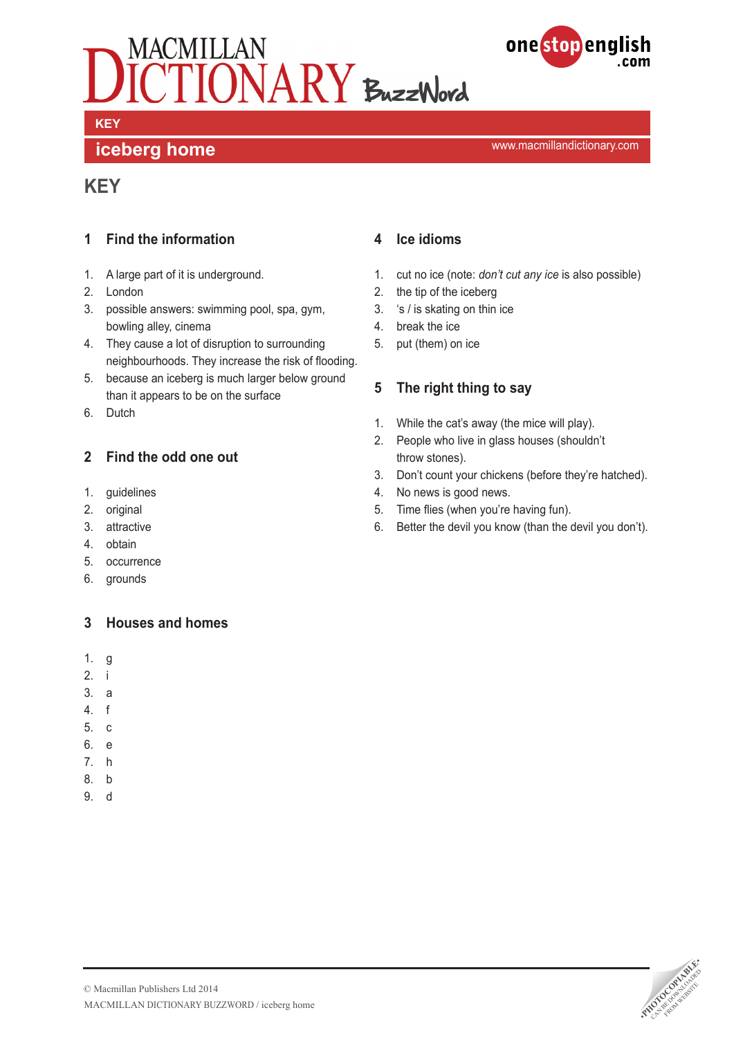# MACMILLAN DICTIONARY BuzzWord

**KEY**

## iceberg home

www.macmillandictionary.com

## KEY

### 1 Find the information

1. A large part of it is underground.
2. London
3. possible answers: swimming pool, spa, gym, bowling alley, cinema
4. They cause a lot of disruption to surrounding neighbourhoods. They increase the risk of flooding.
5. because an iceberg is much larger below ground than it appears to be on the surface
6. Dutch

### 2 Find the odd one out

1. guidelines
2. original
3. attractive
4. obtain
5. occurrence
6. grounds

### 3 Houses and homes

1. g
2. i
3. a
4. f
5. c
6. e
7. h
8. b
9. d

### 4 Ice idioms

1. cut no ice (note: *don't cut any ice* is also possible)
2. the tip of the iceberg
3. 's / is skating on thin ice
4. break the ice
5. put (them) on ice

### 5 The right thing to say

1. While the cat's away (the mice will play).
2. People who live in glass houses (shouldn't throw stones).
3. Don't count your chickens (before they're hatched).
4. No news is good news.
5. Time flies (when you're having fun).
6. Better the devil you know (than the devil you don't).

© Macmillan Publishers Ltd 2014
MACMILLAN DICTIONARY BUZZWORD / iceberg home